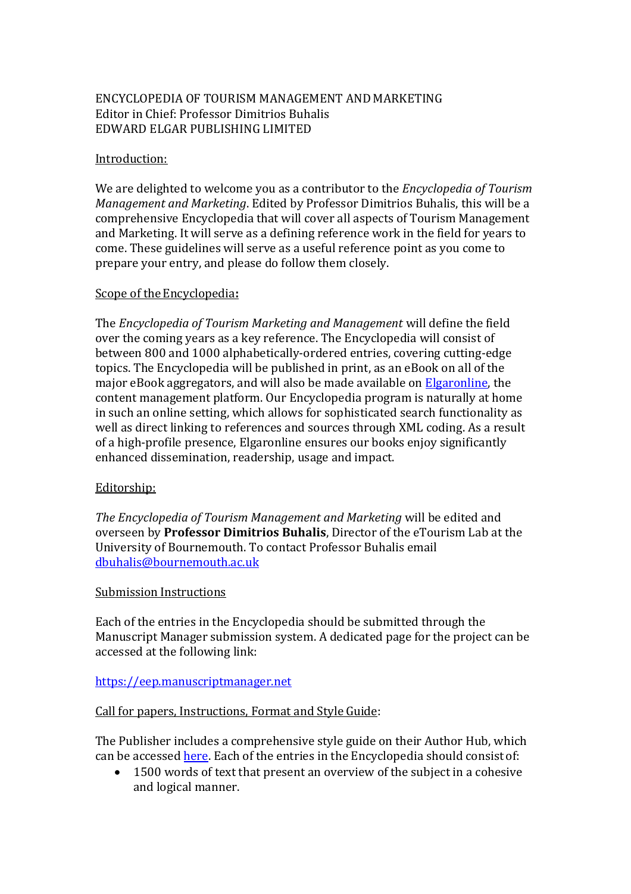ENCYCLOPEDIA OF TOURISM MANAGEMENT AND MARKETING
Editor in Chief: Professor Dimitrios Buhalis
EDWARD ELGAR PUBLISHING LIMITED

## Introduction:

We are delighted to welcome you as a contributor to the *Encyclopedia of Tourism Management and Marketing*. Edited by Professor Dimitrios Buhalis, this will be a comprehensive Encyclopedia that will cover all aspects of Tourism Management and Marketing. It will serve as a defining reference work in the field for years to come. These guidelines will serve as a useful reference point as you come to prepare your entry, and please do follow them closely.

## Scope of the Encyclopedia:

The *Encyclopedia of Tourism Marketing and Management* will define the field over the coming years as a key reference. The Encyclopedia will consist of between 800 and 1000 alphabetically-ordered entries, covering cutting-edge topics. The Encyclopedia will be published in print, as an eBook on all of the major eBook aggregators, and will also be made available on Elgaronline, the content management platform. Our Encyclopedia program is naturally at home in such an online setting, which allows for sophisticated search functionality as well as direct linking to references and sources through XML coding. As a result of a high-profile presence, Elgaronline ensures our books enjoy significantly enhanced dissemination, readership, usage and impact.

## Editorship:

*The Encyclopedia of Tourism Management and Marketing* will be edited and overseen by **Professor Dimitrios Buhalis**, Director of the eTourism Lab at the University of Bournemouth. To contact Professor Buhalis email dbuhalis@bournemouth.ac.uk

## Submission Instructions

Each of the entries in the Encyclopedia should be submitted through the Manuscript Manager submission system. A dedicated page for the project can be accessed at the following link:

https://eep.manuscriptmanager.net

## Call for papers, Instructions, Format and Style Guide:

The Publisher includes a comprehensive style guide on their Author Hub, which can be accessed here. Each of the entries in the Encyclopedia should consist of:

- 1500 words of text that present an overview of the subject in a cohesive and logical manner.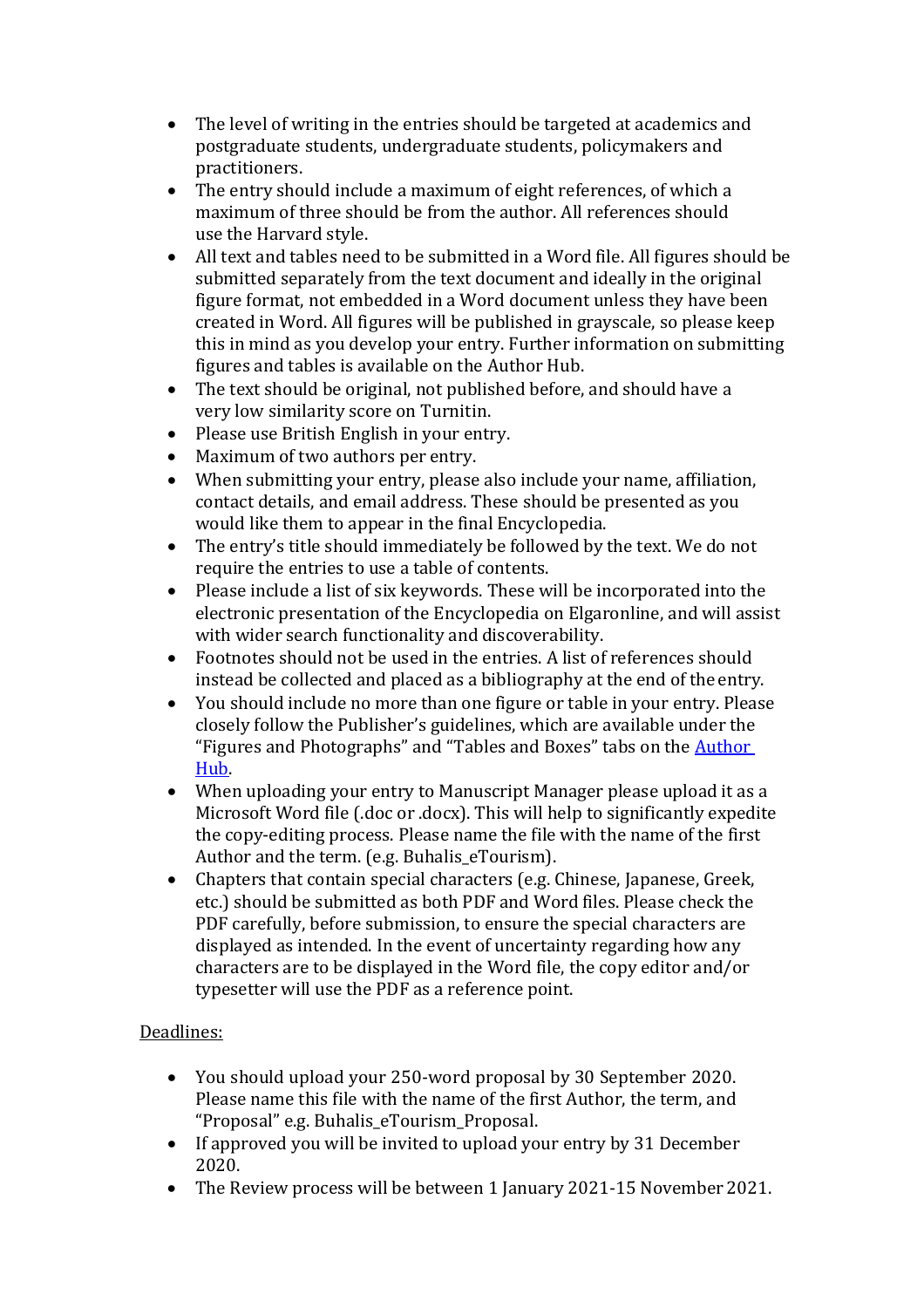- The level of writing in the entries should be targeted at academics and postgraduate students, undergraduate students, policymakers and practitioners.
- The entry should include a maximum of eight references, of which a maximum of three should be from the author. All references should use the Harvard style.
- All text and tables need to be submitted in a Word file. All figures should be submitted separately from the text document and ideally in the original figure format, not embedded in a Word document unless they have been created in Word. All figures will be published in grayscale, so please keep this in mind as you develop your entry. Further information on submitting figures and tables is available on the Author Hub.
- The text should be original, not published before, and should have a very low similarity score on Turnitin.
- Please use British English in your entry.
- Maximum of two authors per entry.
- When submitting your entry, please also include your name, affiliation, contact details, and email address. These should be presented as you would like them to appear in the final Encyclopedia.
- The entry's title should immediately be followed by the text. We do not require the entries to use a table of contents.
- Please include a list of six keywords. These will be incorporated into the electronic presentation of the Encyclopedia on Elgaronline, and will assist with wider search functionality and discoverability.
- Footnotes should not be used in the entries. A list of references should instead be collected and placed as a bibliography at the end of the entry.
- You should include no more than one figure or table in your entry. Please closely follow the Publisher's guidelines, which are available under the "Figures and Photographs" and "Tables and Boxes" tabs on the Author Hub.
- When uploading your entry to Manuscript Manager please upload it as a Microsoft Word file (.doc or .docx). This will help to significantly expedite the copy-editing process. Please name the file with the name of the first Author and the term. (e.g. Buhalis_eTourism).
- Chapters that contain special characters (e.g. Chinese, Japanese, Greek, etc.) should be submitted as both PDF and Word files. Please check the PDF carefully, before submission, to ensure the special characters are displayed as intended. In the event of uncertainty regarding how any characters are to be displayed in the Word file, the copy editor and/or typesetter will use the PDF as a reference point.

Deadlines:

- You should upload your 250-word proposal by 30 September 2020. Please name this file with the name of the first Author, the term, and "Proposal" e.g. Buhalis_eTourism_Proposal.
- If approved you will be invited to upload your entry by 31 December 2020.
- The Review process will be between 1 January 2021-15 November 2021.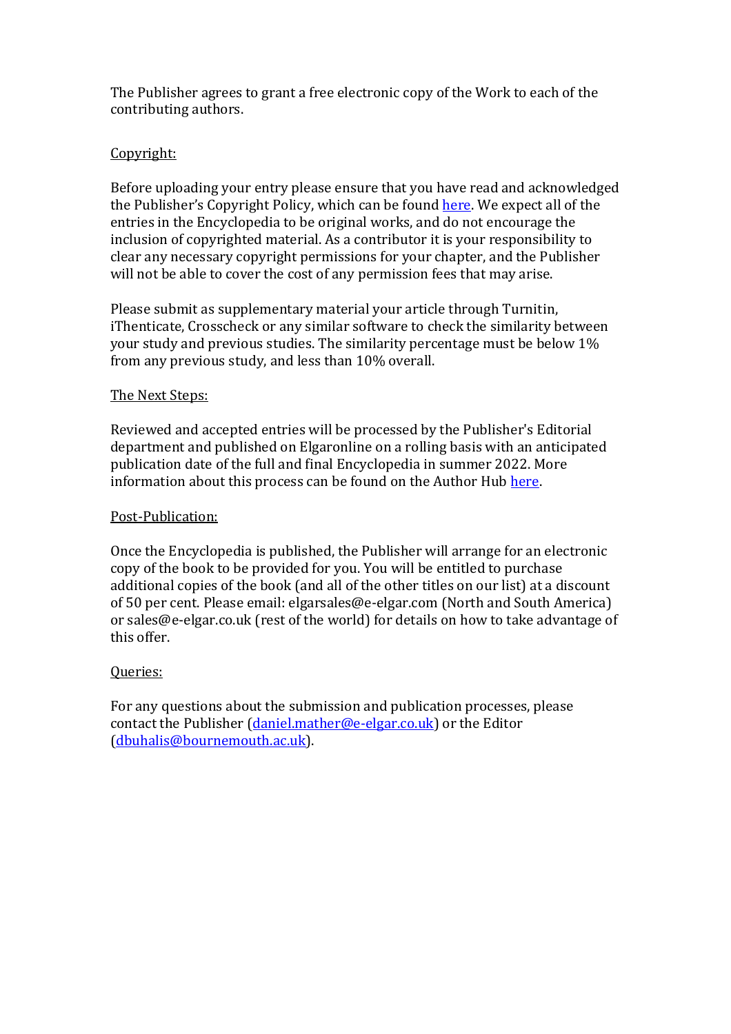The Publisher agrees to grant a free electronic copy of the Work to each of the contributing authors.

Copyright:

Before uploading your entry please ensure that you have read and acknowledged the Publisher's Copyright Policy, which can be found here. We expect all of the entries in the Encyclopedia to be original works, and do not encourage the inclusion of copyrighted material. As a contributor it is your responsibility to clear any necessary copyright permissions for your chapter, and the Publisher will not be able to cover the cost of any permission fees that may arise.

Please submit as supplementary material your article through Turnitin, iThenticate, Crosscheck or any similar software to check the similarity between your study and previous studies. The similarity percentage must be below 1% from any previous study, and less than 10% overall.

The Next Steps:

Reviewed and accepted entries will be processed by the Publisher's Editorial department and published on Elgaronline on a rolling basis with an anticipated publication date of the full and final Encyclopedia in summer 2022. More information about this process can be found on the Author Hub here.

Post-Publication:

Once the Encyclopedia is published, the Publisher will arrange for an electronic copy of the book to be provided for you. You will be entitled to purchase additional copies of the book (and all of the other titles on our list) at a discount of 50 per cent. Please email: elgarsales@e-elgar.com (North and South America) or sales@e-elgar.co.uk (rest of the world) for details on how to take advantage of this offer.

Queries:

For any questions about the submission and publication processes, please contact the Publisher (daniel.mather@e-elgar.co.uk) or the Editor (dbuhalis@bournemouth.ac.uk).